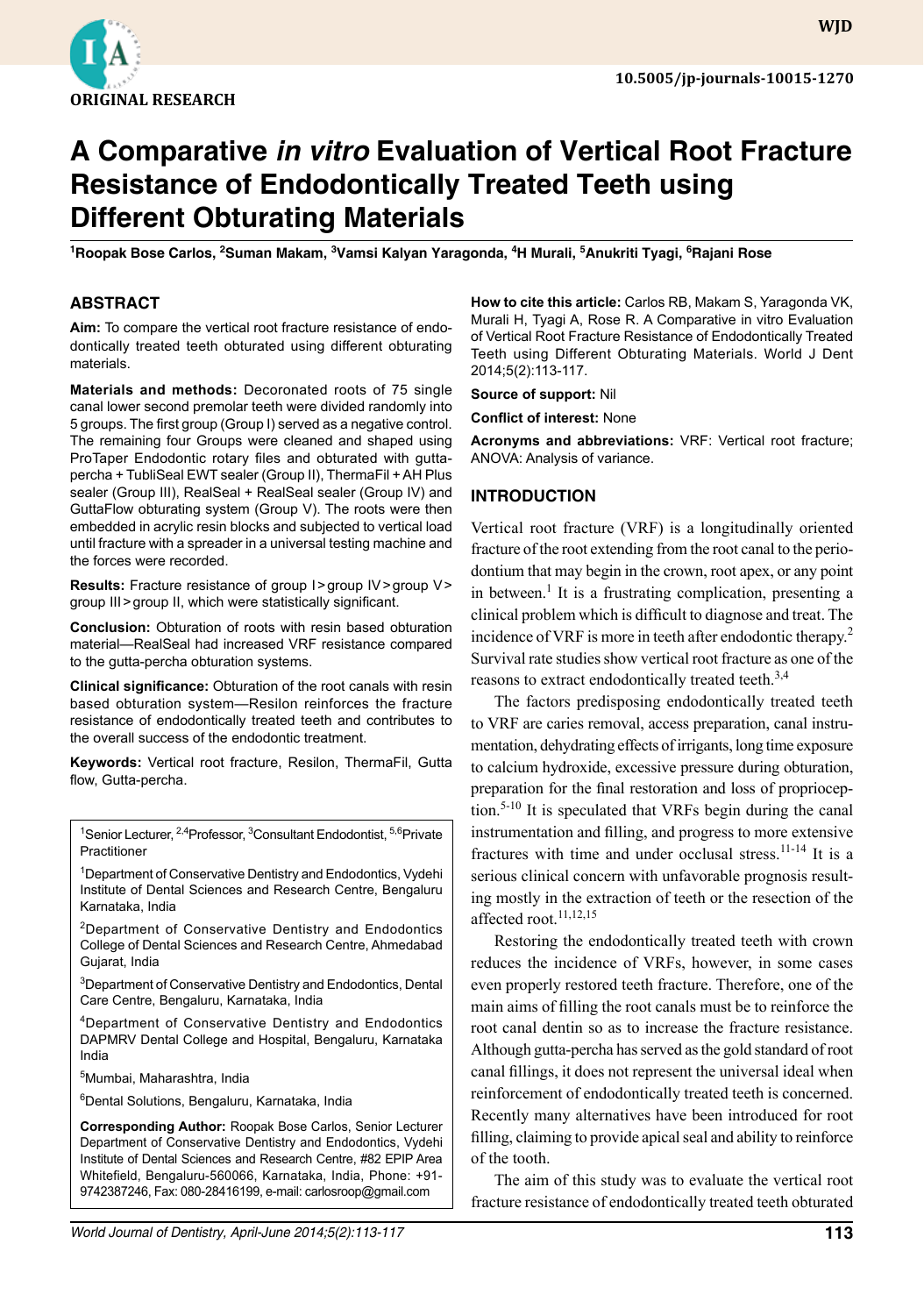ORIGINAL RESEARCH

# A Comparative *in vitro* Evaluation of Vertical Root Fracture Resistance of Endodontically Treated Teeth using Different Obturating Materials

[1]Roopak Bose Carlos, [2]Suman Makam, [3]Vamsi Kalyan Yaragonda, [4]H Murali, [5]Anukriti Tyagi, [6]Rajani Rose

## ABSTRACT

**Aim:** To compare the vertical root fracture resistance of endodontically treated teeth obturated using different obturating materials.

**Materials and methods:** Decoronated roots of 75 single canal lower second premolar teeth were divided randomly into 5 groups. The first group (Group I) served as a negative control. The remaining four Groups were cleaned and shaped using ProTaper Endodontic rotary files and obturated with gutta-percha + TubliSeal EWT sealer (Group II), ThermaFil + AH Plus sealer (Group III), RealSeal + RealSeal sealer (Group IV) and GuttaFlow obturating system (Group V). The roots were then embedded in acrylic resin blocks and subjected to vertical load until fracture with a spreader in a universal testing machine and the forces were recorded.

**Results:** Fracture resistance of group I > group IV > group V > group III > group II, which were statistically significant.

**Conclusion:** Obturation of roots with resin based obturation material—RealSeal had increased VRF resistance compared to the gutta-percha obturation systems.

**Clinical significance:** Obturation of the root canals with resin based obturation system—Resilon reinforces the fracture resistance of endodontically treated teeth and contributes to the overall success of the endodontic treatment.

**Keywords:** Vertical root fracture, Resilon, ThermaFil, Gutta flow, Gutta-percha.

[1]Senior Lecturer, [2,4]Professor, [3]Consultant Endodontist, [5,6]Private Practitioner

[1]Department of Conservative Dentistry and Endodontics, Vydehi Institute of Dental Sciences and Research Centre, Bengaluru Karnataka, India

[2]Department of Conservative Dentistry and Endodontics College of Dental Sciences and Research Centre, Ahmedabad Gujarat, India

[3]Department of Conservative Dentistry and Endodontics, Dental Care Centre, Bengaluru, Karnataka, India

[4]Department of Conservative Dentistry and Endodontics DAPMRV Dental College and Hospital, Bengaluru, Karnataka India

[5]Mumbai, Maharashtra, India

[6]Dental Solutions, Bengaluru, Karnataka, India

**Corresponding Author:** Roopak Bose Carlos, Senior Lecturer Department of Conservative Dentistry and Endodontics, Vydehi Institute of Dental Sciences and Research Centre, #82 EPIP Area Whitefield, Bengaluru-560066, Karnataka, India, Phone: +91-9742387246, Fax: 080-28416199, e-mail: carlosroop@gmail.com

**How to cite this article:** Carlos RB, Makam S, Yaragonda VK, Murali H, Tyagi A, Rose R. A Comparative in vitro Evaluation of Vertical Root Fracture Resistance of Endodontically Treated Teeth using Different Obturating Materials. World J Dent 2014;5(2):113-117.

**Source of support:** Nil

**Conflict of interest:** None

**Acronyms and abbreviations:** VRF: Vertical root fracture; ANOVA: Analysis of variance.

## INTRODUCTION

Vertical root fracture (VRF) is a longitudinally oriented fracture of the root extending from the root canal to the periodontium that may begin in the crown, root apex, or any point in between.[1] It is a frustrating complication, presenting a clinical problem which is difficult to diagnose and treat. The incidence of VRF is more in teeth after endodontic therapy.[2] Survival rate studies show vertical root fracture as one of the reasons to extract endodontically treated teeth.[3,4]

The factors predisposing endodontically treated teeth to VRF are caries removal, access preparation, canal instrumentation, dehydrating effects of irrigants, long time exposure to calcium hydroxide, excessive pressure during obturation, preparation for the final restoration and loss of proprioception.[5-10] It is speculated that VRFs begin during the canal instrumentation and filling, and progress to more extensive fractures with time and under occlusal stress.[11-14] It is a serious clinical concern with unfavorable prognosis resulting mostly in the extraction of teeth or the resection of the affected root.[11,12,15]

Restoring the endodontically treated teeth with crown reduces the incidence of VRFs, however, in some cases even properly restored teeth fracture. Therefore, one of the main aims of filling the root canals must be to reinforce the root canal dentin so as to increase the fracture resistance. Although gutta-percha has served as the gold standard of root canal fillings, it does not represent the universal ideal when reinforcement of endodontically treated teeth is concerned. Recently many alternatives have been introduced for root filling, claiming to provide apical seal and ability to reinforce of the tooth.

The aim of this study was to evaluate the vertical root fracture resistance of endodontically treated teeth obturated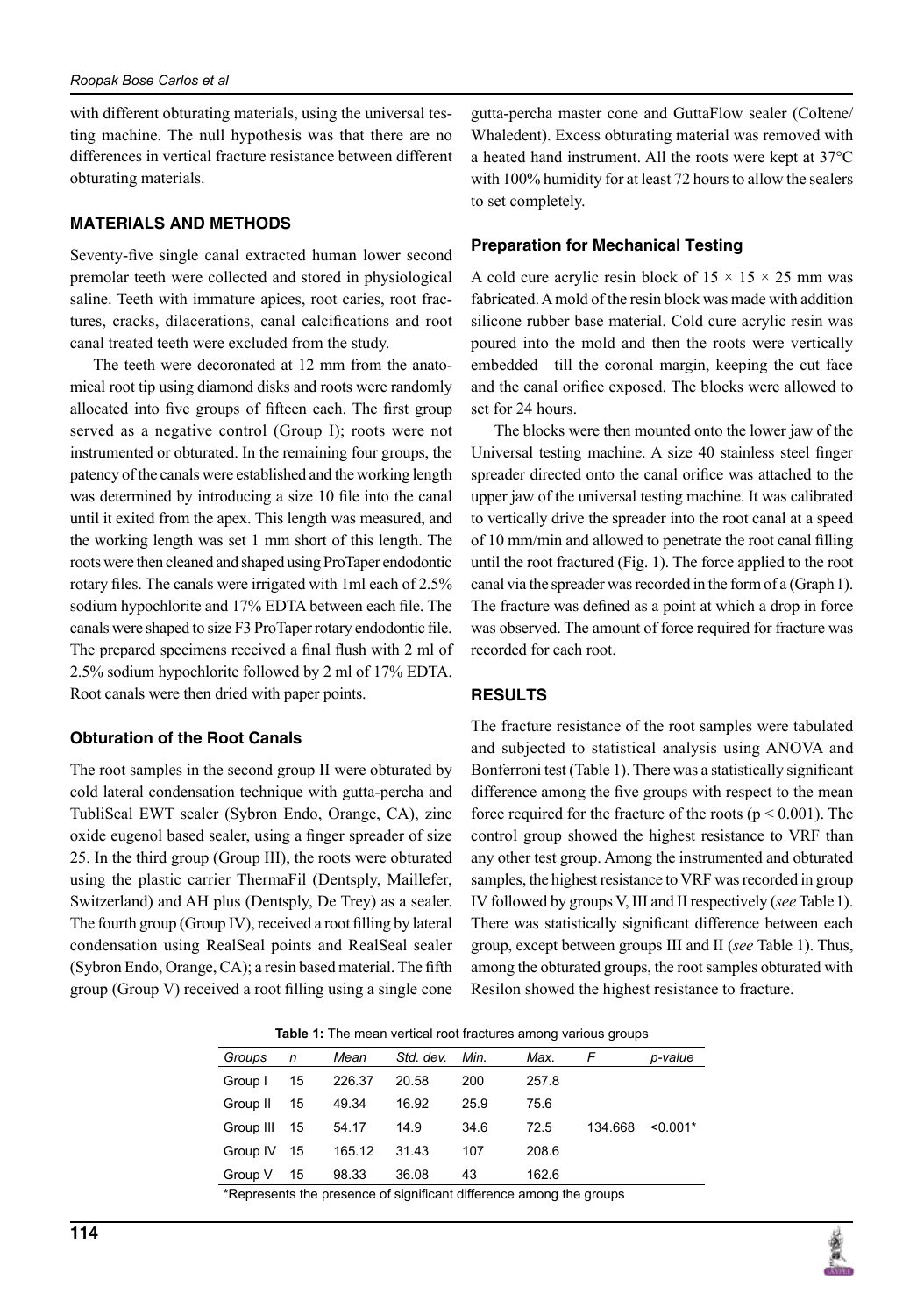with different obturating materials, using the universal testing machine. The null hypothesis was that there are no differences in vertical fracture resistance between different obturating materials.

## MATERIALS AND METHODS

Seventy-five single canal extracted human lower second premolar teeth were collected and stored in physiological saline. Teeth with immature apices, root caries, root fractures, cracks, dilacerations, canal calcifications and root canal treated teeth were excluded from the study.

The teeth were decoronated at 12 mm from the anatomical root tip using diamond disks and roots were randomly allocated into five groups of fifteen each. The first group served as a negative control (Group I); roots were not instrumented or obturated. In the remaining four groups, the patency of the canals were established and the working length was determined by introducing a size 10 file into the canal until it exited from the apex. This length was measured, and the working length was set 1 mm short of this length. The roots were then cleaned and shaped using ProTaper endodontic rotary files. The canals were irrigated with 1ml each of 2.5% sodium hypochlorite and 17% EDTA between each file. The canals were shaped to size F3 ProTaper rotary endodontic file. The prepared specimens received a final flush with 2 ml of 2.5% sodium hypochlorite followed by 2 ml of 17% EDTA. Root canals were then dried with paper points.

### Obturation of the Root Canals

The root samples in the second group II were obturated by cold lateral condensation technique with gutta-percha and TubliSeal EWT sealer (Sybron Endo, Orange, CA), zinc oxide eugenol based sealer, using a finger spreader of size 25. In the third group (Group III), the roots were obturated using the plastic carrier ThermaFil (Dentsply, Maillefer, Switzerland) and AH plus (Dentsply, De Trey) as a sealer. The fourth group (Group IV), received a root filling by lateral condensation using RealSeal points and RealSeal sealer (Sybron Endo, Orange, CA); a resin based material. The fifth group (Group V) received a root filling using a single cone gutta-percha master cone and GuttaFlow sealer (Coltene/Whaledent). Excess obturating material was removed with a heated hand instrument. All the roots were kept at 37°C with 100% humidity for at least 72 hours to allow the sealers to set completely.

### Preparation for Mechanical Testing

A cold cure acrylic resin block of $15 \times 15 \times 25$ mm was fabricated. A mold of the resin block was made with addition silicone rubber base material. Cold cure acrylic resin was poured into the mold and then the roots were vertically embedded—till the coronal margin, keeping the cut face and the canal orifice exposed. The blocks were allowed to set for 24 hours.

The blocks were then mounted onto the lower jaw of the Universal testing machine. A size 40 stainless steel finger spreader directed onto the canal orifice was attached to the upper jaw of the universal testing machine. It was calibrated to vertically drive the spreader into the root canal at a speed of 10 mm/min and allowed to penetrate the root canal filling until the root fractured (Fig. 1). The force applied to the root canal via the spreader was recorded in the form of a (Graph 1). The fracture was defined as a point at which a drop in force was observed. The amount of force required for fracture was recorded for each root.

## RESULTS

The fracture resistance of the root samples were tabulated and subjected to statistical analysis using ANOVA and Bonferroni test (Table 1). There was a statistically significant difference among the five groups with respect to the mean force required for the fracture of the roots ($p < 0.001$). The control group showed the highest resistance to VRF than any other test group. Among the instrumented and obturated samples, the highest resistance to VRF was recorded in group IV followed by groups V, III and II respectively (*see* Table 1). There was statistically significant difference between each group, except between groups III and II (*see* Table 1). Thus, among the obturated groups, the root samples obturated with Resilon showed the highest resistance to fracture.

**Table 1:** The mean vertical root fractures among various groups

| *Groups* | *n* | *Mean* | *Std. dev.* | *Min.* | *Max.* | *F* | *p-value* |
|---|---|---|---|---|---|---|---|
| Group I | 15 | 226.37 | 20.58 | 200 | 257.8 | | |
| Group II | 15 | 49.34 | 16.92 | 25.9 | 75.6 | | |
| Group III | 15 | 54.17 | 14.9 | 34.6 | 72.5 | 134.668 | <0.001* |
| Group IV | 15 | 165.12 | 31.43 | 107 | 208.6 | | |
| Group V | 15 | 98.33 | 36.08 | 43 | 162.6 | | |

*Represents the presence of significant difference among the groups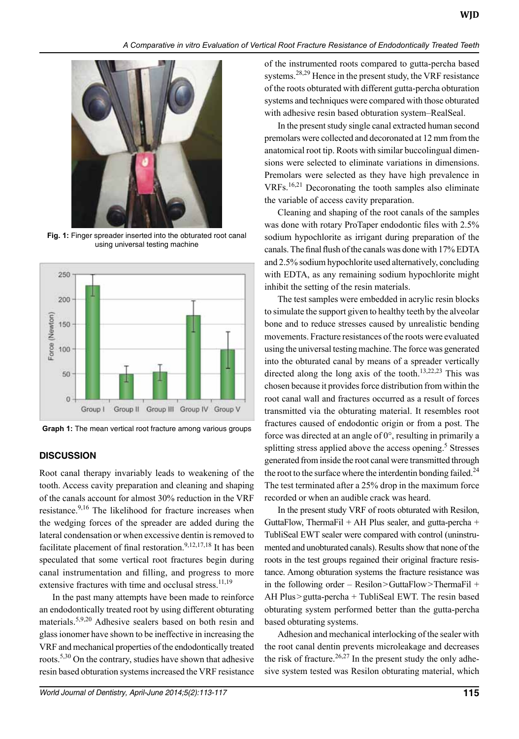Fig. 1: Finger spreader inserted into the obturated root canal using universal testing machine

Graph 1: The mean vertical root fracture among various groups

## DISCUSSION

Root canal therapy invariably leads to weakening of the tooth. Access cavity preparation and cleaning and shaping of the canals account for almost 30% reduction in the VRF resistance.[9,16] The likelihood for fracture increases when the wedging forces of the spreader are added during the lateral condensation or when excessive dentin is removed to facilitate placement of final restoration.[9,12,17,18] It has been speculated that some vertical root fractures begin during canal instrumentation and filling, and progress to more extensive fractures with time and occlusal stress.[11,19]

In the past many attempts have been made to reinforce an endodontically treated root by using different obturating materials.[5,9,20] Adhesive sealers based on both resin and glass ionomer have shown to be ineffective in increasing the VRF and mechanical properties of the endodontically treated roots.[5,30] On the contrary, studies have shown that adhesive resin based obturation systems increased the VRF resistance of the instrumented roots compared to gutta-percha based systems.[28,29] Hence in the present study, the VRF resistance of the roots obturated with different gutta-percha obturation systems and techniques were compared with those obturated with adhesive resin based obturation system–RealSeal.

In the present study single canal extracted human second premolars were collected and decoronated at 12 mm from the anatomical root tip. Roots with similar buccolingual dimensions were selected to eliminate variations in dimensions. Premolars were selected as they have high prevalence in VRFs.[16,21] Decoronating the tooth samples also eliminate the variable of access cavity preparation.

Cleaning and shaping of the root canals of the samples was done with rotary ProTaper endodontic files with 2.5% sodium hypochlorite as irrigant during preparation of the canals. The final flush of the canals was done with 17% EDTA and 2.5% sodium hypochlorite used alternatively, concluding with EDTA, as any remaining sodium hypochlorite might inhibit the setting of the resin materials.

The test samples were embedded in acrylic resin blocks to simulate the support given to healthy teeth by the alveolar bone and to reduce stresses caused by unrealistic bending movements. Fracture resistances of the roots were evaluated using the universal testing machine. The force was generated into the obturated canal by means of a spreader vertically directed along the long axis of the tooth.[13,22,23] This was chosen because it provides force distribution from within the root canal wall and fractures occurred as a result of forces transmitted via the obturating material. It resembles root fractures caused of endodontic origin or from a post. The force was directed at an angle of 0°, resulting in primarily a splitting stress applied above the access opening.[5] Stresses generated from inside the root canal were transmitted through the root to the surface where the interdentin bonding failed.[24] The test terminated after a 25% drop in the maximum force recorded or when an audible crack was heard.

In the present study VRF of roots obturated with Resilon, GuttaFlow, ThermaFil + AH Plus sealer, and gutta-percha + TubliSeal EWT sealer were compared with control (uninstrumented and unobturated canals). Results show that none of the roots in the test groups regained their original fracture resistance. Among obturation systems the fracture resistance was in the following order – Resilon > GuttaFlow > ThermaFil + AH Plus > gutta-percha + TubliSeal EWT. The resin based obturating system performed better than the gutta-percha based obturating systems.

Adhesion and mechanical interlocking of the sealer with the root canal dentin prevents microleakage and decreases the risk of fracture.[26,27] In the present study the only adhesive system tested was Resilon obturating material, which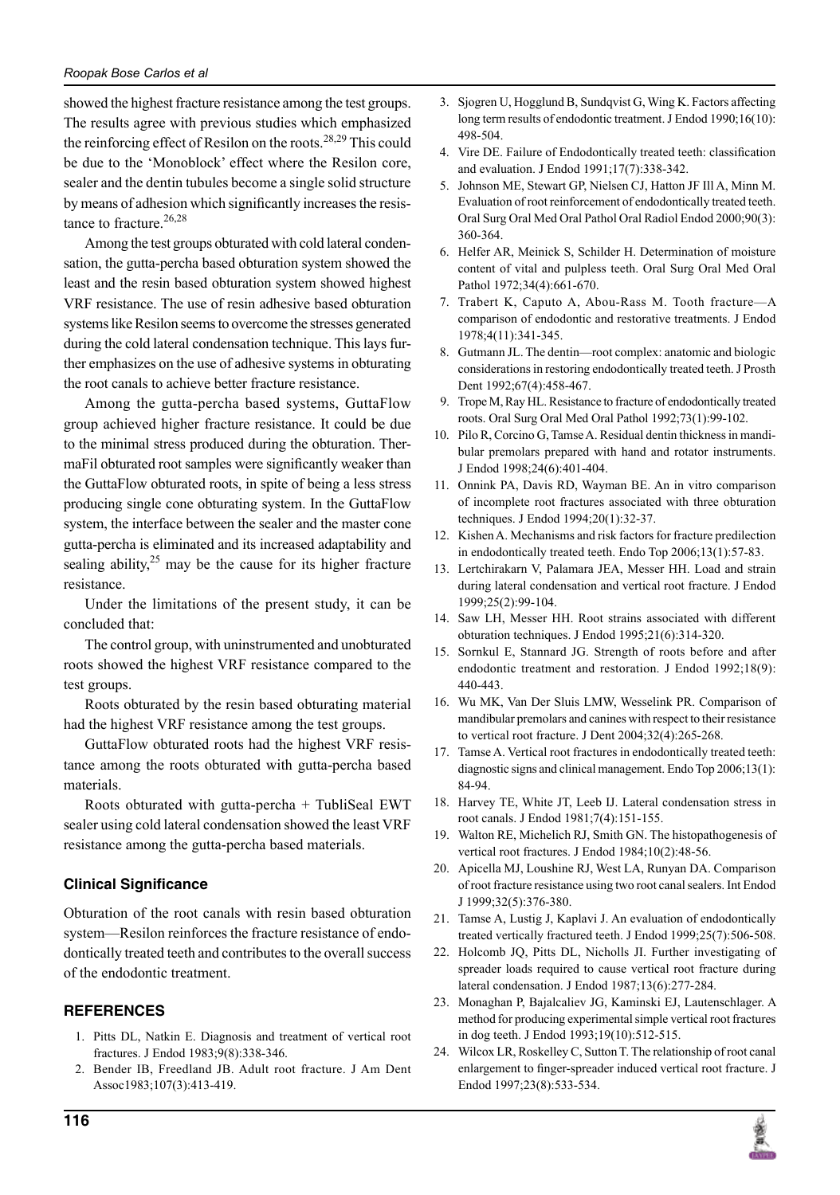showed the highest fracture resistance among the test groups. The results agree with previous studies which emphasized the reinforcing effect of Resilon on the roots.[28,29] This could be due to the 'Monoblock' effect where the Resilon core, sealer and the dentin tubules become a single solid structure by means of adhesion which significantly increases the resistance to fracture.[26,28]

Among the test groups obturated with cold lateral condensation, the gutta-percha based obturation system showed the least and the resin based obturation system showed highest VRF resistance. The use of resin adhesive based obturation systems like Resilon seems to overcome the stresses generated during the cold lateral condensation technique. This lays further emphasizes on the use of adhesive systems in obturating the root canals to achieve better fracture resistance.

Among the gutta-percha based systems, GuttaFlow group achieved higher fracture resistance. It could be due to the minimal stress produced during the obturation. ThermaFil obturated root samples were significantly weaker than the GuttaFlow obturated roots, in spite of being a less stress producing single cone obturating system. In the GuttaFlow system, the interface between the sealer and the master cone gutta-percha is eliminated and its increased adaptability and sealing ability,[25] may be the cause for its higher fracture resistance.

Under the limitations of the present study, it can be concluded that:

The control group, with uninstrumented and unobturated roots showed the highest VRF resistance compared to the test groups.

Roots obturated by the resin based obturating material had the highest VRF resistance among the test groups.

GuttaFlow obturated roots had the highest VRF resistance among the roots obturated with gutta-percha based materials.

Roots obturated with gutta-percha + TubliSeal EWT sealer using cold lateral condensation showed the least VRF resistance among the gutta-percha based materials.

### Clinical Significance

Obturation of the root canals with resin based obturation system—Resilon reinforces the fracture resistance of endodontically treated teeth and contributes to the overall success of the endodontic treatment.

## REFERENCES

1. Pitts DL, Natkin E. Diagnosis and treatment of vertical root fractures. J Endod 1983;9(8):338-346.
2. Bender IB, Freedland JB. Adult root fracture. J Am Dent Assoc1983;107(3):413-419.
3. Sjogren U, Hogglund B, Sundqvist G, Wing K. Factors affecting long term results of endodontic treatment. J Endod 1990;16(10): 498-504.
4. Vire DE. Failure of Endodontically treated teeth: classification and evaluation. J Endod 1991;17(7):338-342.
5. Johnson ME, Stewart GP, Nielsen CJ, Hatton JF Ill A, Minn M. Evaluation of root reinforcement of endodontically treated teeth. Oral Surg Oral Med Oral Pathol Oral Radiol Endod 2000;90(3): 360-364.
6. Helfer AR, Meinick S, Schilder H. Determination of moisture content of vital and pulpless teeth. Oral Surg Oral Med Oral Pathol 1972;34(4):661-670.
7. Trabert K, Caputo A, Abou-Rass M. Tooth fracture—A comparison of endodontic and restorative treatments. J Endod 1978;4(11):341-345.
8. Gutmann JL. The dentin—root complex: anatomic and biologic considerations in restoring endodontically treated teeth. J Prosth Dent 1992;67(4):458-467.
9. Trope M, Ray HL. Resistance to fracture of endodontically treated roots. Oral Surg Oral Med Oral Pathol 1992;73(1):99-102.
10. Pilo R, Corcino G, Tamse A. Residual dentin thickness in mandibular premolars prepared with hand and rotator instruments. J Endod 1998;24(6):401-404.
11. Onnink PA, Davis RD, Wayman BE. An in vitro comparison of incomplete root fractures associated with three obturation techniques. J Endod 1994;20(1):32-37.
12. Kishen A. Mechanisms and risk factors for fracture predilection in endodontically treated teeth. Endo Top 2006;13(1):57-83.
13. Lertchirakarn V, Palamara JEA, Messer HH. Load and strain during lateral condensation and vertical root fracture. J Endod 1999;25(2):99-104.
14. Saw LH, Messer HH. Root strains associated with different obturation techniques. J Endod 1995;21(6):314-320.
15. Sornkul E, Stannard JG. Strength of roots before and after endodontic treatment and restoration. J Endod 1992;18(9): 440-443.
16. Wu MK, Van Der Sluis LMW, Wesselink PR. Comparison of mandibular premolars and canines with respect to their resistance to vertical root fracture. J Dent 2004;32(4):265-268.
17. Tamse A. Vertical root fractures in endodontically treated teeth: diagnostic signs and clinical management. Endo Top 2006;13(1): 84-94.
18. Harvey TE, White JT, Leeb IJ. Lateral condensation stress in root canals. J Endod 1981;7(4):151-155.
19. Walton RE, Michelich RJ, Smith GN. The histopathogenesis of vertical root fractures. J Endod 1984;10(2):48-56.
20. Apicella MJ, Loushine RJ, West LA, Runyan DA. Comparison of root fracture resistance using two root canal sealers. Int Endod J 1999;32(5):376-380.
21. Tamse A, Lustig J, Kaplavi J. An evaluation of endodontically treated vertically fractured teeth. J Endod 1999;25(7):506-508.
22. Holcomb JQ, Pitts DL, Nicholls JI. Further investigating of spreader loads required to cause vertical root fracture during lateral condensation. J Endod 1987;13(6):277-284.
23. Monaghan P, Bajalcaliev JG, Kaminski EJ, Lautenschlager. A method for producing experimental simple vertical root fractures in dog teeth. J Endod 1993;19(10):512-515.
24. Wilcox LR, Roskelley C, Sutton T. The relationship of root canal enlargement to finger-spreader induced vertical root fracture. J Endod 1997;23(8):533-534.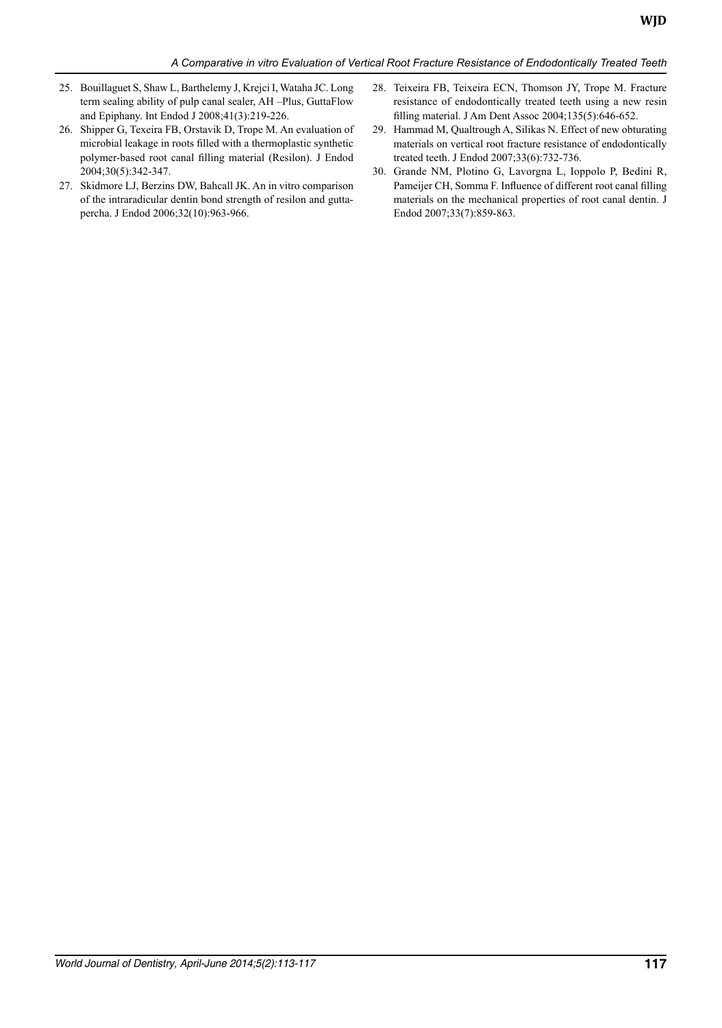25. Bouillaguet S, Shaw L, Barthelemy J, Krejci I, Wataha JC. Long term sealing ability of pulp canal sealer, AH –Plus, GuttaFlow and Epiphany. Int Endod J 2008;41(3):219-226.
26. Shipper G, Texeira FB, Orstavik D, Trope M. An evaluation of microbial leakage in roots filled with a thermoplastic synthetic polymer-based root canal filling material (Resilon). J Endod 2004;30(5):342-347.
27. Skidmore LJ, Berzins DW, Bahcall JK. An in vitro comparison of the intraradicular dentin bond strength of resilon and gutta-percha. J Endod 2006;32(10):963-966.
28. Teixeira FB, Teixeira ECN, Thomson JY, Trope M. Fracture resistance of endodontically treated teeth using a new resin filling material. J Am Dent Assoc 2004;135(5):646-652.
29. Hammad M, Qualtrough A, Silikas N. Effect of new obturating materials on vertical root fracture resistance of endodontically treated teeth. J Endod 2007;33(6):732-736.
30. Grande NM, Plotino G, Lavorgna L, Ioppolo P, Bedini R, Pameijer CH, Somma F. Influence of different root canal filling materials on the mechanical properties of root canal dentin. J Endod 2007;33(7):859-863.